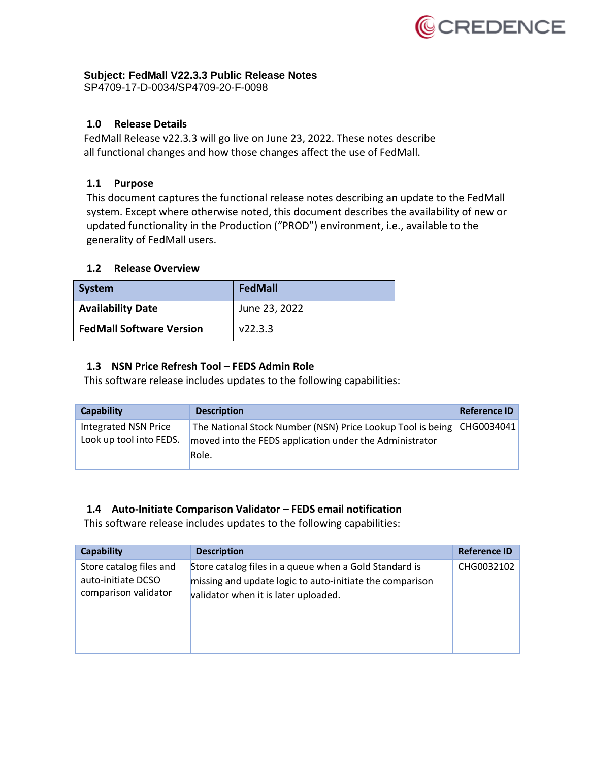**Subject: FedMall V22.3.3 Public Release Notes**
SP4709-17-D-0034/SP4709-20-F-0098

## 1.0 Release Details

FedMall Release v22.3.3 will go live on June 23, 2022. These notes describe all functional changes and how those changes affect the use of FedMall.

## 1.1 Purpose

This document captures the functional release notes describing an update to the FedMall system. Except where otherwise noted, this document describes the availability of new or updated functionality in the Production ("PROD") environment, i.e., available to the generality of FedMall users.

## 1.2 Release Overview

| System | FedMall |
|---|---|
| **Availability Date** | June 23, 2022 |
| **FedMall Software Version** | v22.3.3 |

## 1.3 NSN Price Refresh Tool – FEDS Admin Role

This software release includes updates to the following capabilities:

| Capability | Description | Reference ID |
|---|---|---|
| Integrated NSN Price Look up tool into FEDS. | The National Stock Number (NSN) Price Lookup Tool is being moved into the FEDS application under the Administrator Role. | CHG0034041 |

## 1.4 Auto-Initiate Comparison Validator – FEDS email notification

This software release includes updates to the following capabilities:

| Capability | Description | Reference ID |
|---|---|---|
| Store catalog files and auto-initiate DCSO comparison validator | Store catalog files in a queue when a Gold Standard is missing and update logic to auto-initiate the comparison validator when it is later uploaded. | CHG0032102 |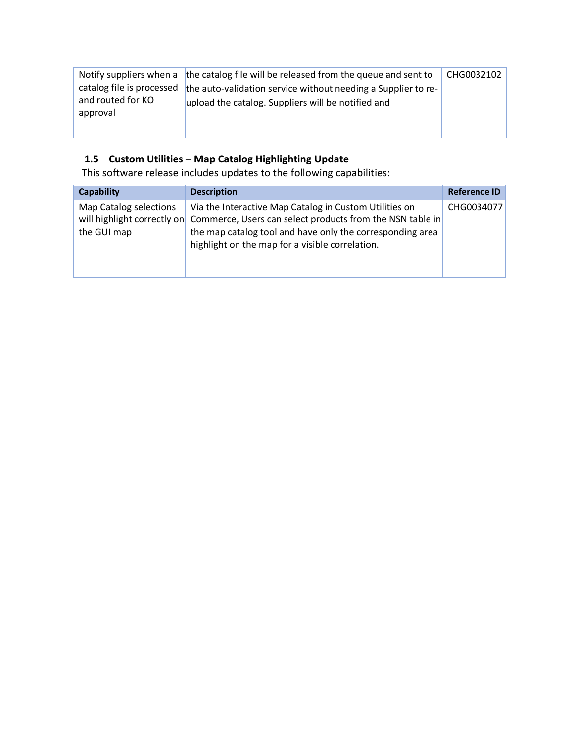| | | |
|---|---|---|
| Notify suppliers when a catalog file is processed and routed for KO approval | the catalog file will be released from the queue and sent to the auto-validation service without needing a Supplier to re-upload the catalog. Suppliers will be notified and | CHG0032102 |

### 1.5 Custom Utilities – Map Catalog Highlighting Update

This software release includes updates to the following capabilities:

| Capability | Description | Reference ID |
|---|---|---|
| Map Catalog selections will highlight correctly on the GUI map | Via the Interactive Map Catalog in Custom Utilities on Commerce, Users can select products from the NSN table in the map catalog tool and have only the corresponding area highlight on the map for a visible correlation. | CHG0034077 |